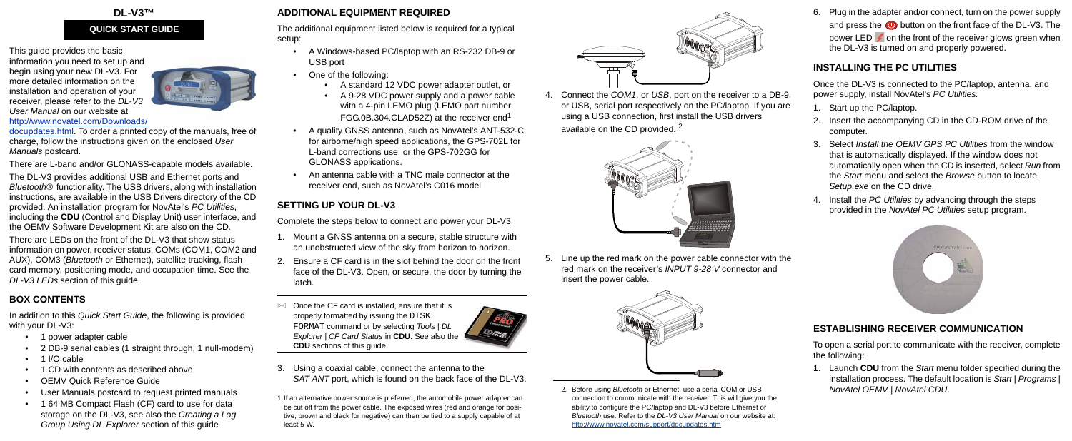# DL-V3™

## QUICK START GUIDE

This guide provides the basic information you need to set up and begin using your new DL-V3. For more detailed information on the installation and operation of your receiver, please refer to the *DL-V3 User Manual* on our website at http://www.novatel.com/Downloads/docupdates.html. To order a printed copy of the manuals, free of charge, follow the instructions given on the enclosed *User Manuals* postcard.

There are L-band and/or GLONASS-capable models available.

The DL-V3 provides additional USB and Ethernet ports and *Bluetooth*® functionality. The USB drivers, along with installation instructions, are available in the USB Drivers directory of the CD provided. An installation program for NovAtel's *PC Utilities*, including the **CDU** (Control and Display Unit) user interface, and the OEMV Software Development Kit are also on the CD.

There are LEDs on the front of the DL-V3 that show status information on power, receiver status, COMs (COM1, COM2 and AUX), COM3 (*Bluetooth* or Ethernet), satellite tracking, flash card memory, positioning mode, and occupation time. See the *DL-V3 LEDs* section of this guide.

## BOX CONTENTS

In addition to this *Quick Start Guide*, the following is provided with your DL-V3:

- 1 power adapter cable
- 2 DB-9 serial cables (1 straight through, 1 null-modem)
- 1 I/O cable
- 1 CD with contents as described above
- OEMV Quick Reference Guide
- User Manuals postcard to request printed manuals
- 1 64 MB Compact Flash (CF) card to use for data storage on the DL-V3, see also the *Creating a Log Group Using DL Explorer* section of this guide

## ADDITIONAL EQUIPMENT REQUIRED

The additional equipment listed below is required for a typical setup:

- A Windows-based PC/laptop with an RS-232 DB-9 or USB port
- One of the following:
  - A standard 12 VDC power adapter outlet, or
  - A 9-28 VDC power supply and a power cable with a 4-pin LEMO plug (LEMO part number FGG.0B.304.CLAD52Z) at the receiver end[1]
- A quality GNSS antenna, such as NovAtel's ANT-532-C for airborne/high speed applications, the GPS-702L for L-band corrections use, or the GPS-702GG for GLONASS applications.
- An antenna cable with a TNC male connector at the receiver end, such as NovAtel's C016 model

## SETTING UP YOUR DL-V3

Complete the steps below to connect and power your DL-V3.

1. Mount a GNSS antenna on a secure, stable structure with an unobstructed view of the sky from horizon to horizon.
2. Ensure a CF card is in the slot behind the door on the front face of the DL-V3. Open, or secure, the door by turning the latch.

> Once the CF card is installed, ensure that it is properly formatted by issuing the DISK FORMAT command or by selecting *Tools | DL Explorer | CF Card Status* in **CDU**. See also the **CDU** sections of this guide.

3. Using a coaxial cable, connect the antenna to the *SAT ANT* port, which is found on the back face of the DL-V3.
4. Connect the *COM1*, or *USB*, port on the receiver to a DB-9, or USB, serial port respectively on the PC/laptop. If you are using a USB connection, first install the USB drivers available on the CD provided.[2]
5. Line up the red mark on the power cable connector with the red mark on the receiver's *INPUT 9-28 V* connector and insert the power cable.
6. Plug in the adapter and/or connect, turn on the power supply and press the button on the front face of the DL-V3. The power LED on the front of the receiver glows green when the DL-V3 is turned on and properly powered.

[1] If an alternative power source is preferred, the automobile power adapter can be cut off from the power cable. The exposed wires (red and orange for positive, brown and black for negative) can then be tied to a supply capable of at least 5 W.

[2] Before using *Bluetooth* or Ethernet, use a serial COM or USB connection to communicate with the receiver. This will give you the ability to configure the PC/laptop and DL-V3 before Ethernet or *Bluetooth* use. Refer to the *DL-V3 User Manual* on our website at: http://www.novatel.com/support/docupdates.htm

## INSTALLING THE PC UTILITIES

Once the DL-V3 is connected to the PC/laptop, antenna, and power supply, install NovAtel's *PC Utilities.*

1. Start up the PC/laptop.
2. Insert the accompanying CD in the CD-ROM drive of the computer.
3. Select *Install the OEMV GPS PC Utilities* from the window that is automatically displayed. If the window does not automatically open when the CD is inserted, select *Run* from the *Start* menu and select the *Browse* button to locate *Setup.exe* on the CD drive.
4. Install the *PC Utilities* by advancing through the steps provided in the *NovAtel PC Utilities* setup program.

## ESTABLISHING RECEIVER COMMUNICATION

To open a serial port to communicate with the receiver, complete the following:

1. Launch **CDU** from the *Start* menu folder specified during the installation process. The default location is *Start | Programs | NovAtel OEMV | NovAtel CDU*.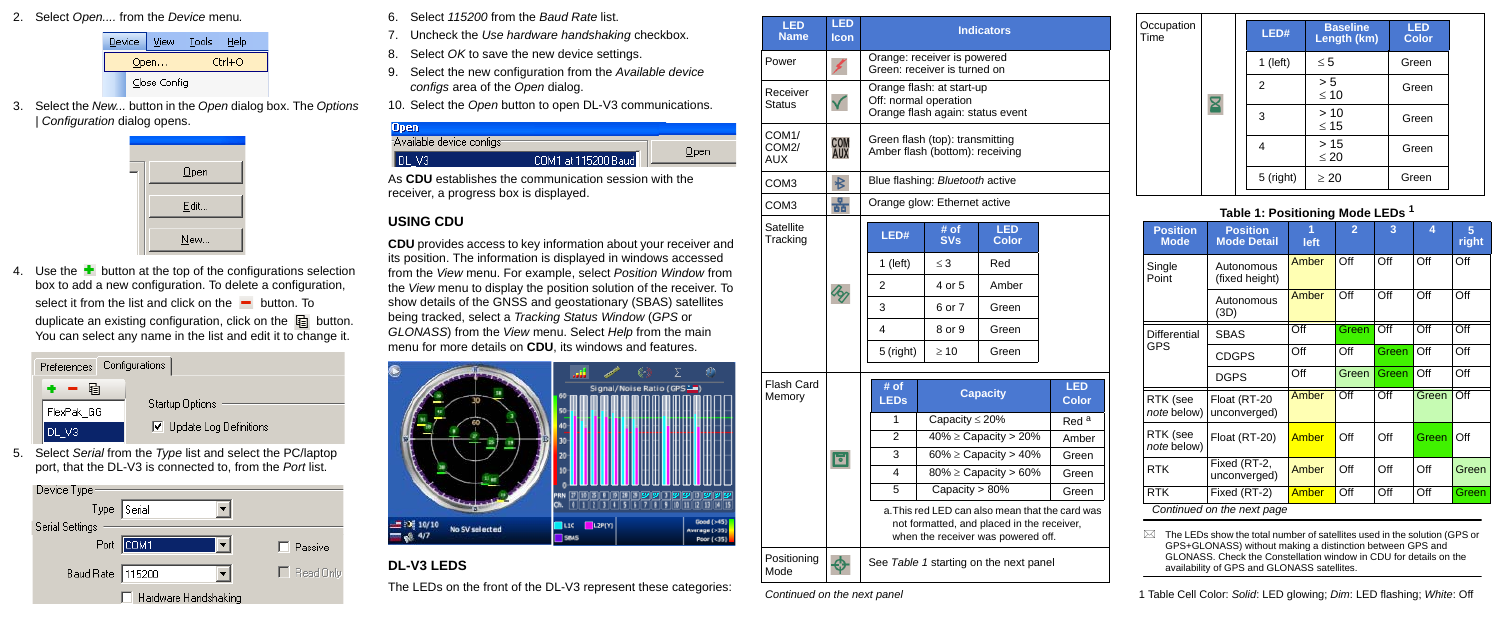2. Select *Open...* from the *Device* menu.

3. Select the *New...* button in the *Open* dialog box. The *Options | Configuration* dialog opens.

4. Use the + button at the top of the configurations selection box to add a new configuration. To delete a configuration, select it from the list and click on the − button. To duplicate an existing configuration, click on the button. You can select any name in the list and edit it to change it.

5. Select *Serial* from the *Type* list and select the PC/laptop port, that the DL-V3 is connected to, from the *Port* list.

6. Select *115200* from the *Baud Rate* list.
7. Uncheck the *Use hardware handshaking* checkbox.
8. Select *OK* to save the new device settings.
9. Select the new configuration from the *Available device configs* area of the *Open* dialog.
10. Select the *Open* button to open DL-V3 communications.

As **CDU** establishes the communication session with the receiver, a progress box is displayed.

## USING CDU

**CDU** provides access to key information about your receiver and its position. The information is displayed in windows accessed from the *View* menu. For example, select *Position Window* from the *View* menu to display the position solution of the receiver. To show details of the GNSS and geostationary (SBAS) satellites being tracked, select a *Tracking Status Window* (*GPS* or *GLONASS*) from the *View* menu. Select *Help* from the main menu for more details on **CDU**, its windows and features.

## DL-V3 LEDS

The LEDs on the front of the DL-V3 represent these categories:

| LED Name | LED Icon | Indicators |
|---|---|---|
| Power | | Orange: receiver is powered<br>Green: receiver is turned on |
| Receiver Status | | Orange flash: at start-up<br>Off: normal operation<br>Orange flash again: status event |
| COM1/ COM2/ AUX | | Green flash (top): transmitting<br>Amber flash (bottom): receiving |
| COM3 | | Blue flashing: *Bluetooth* active |
| COM3 | | Orange glow: Ethernet active |
| Satellite Tracking | | See table below |
| Flash Card Memory | | See table below |
| Positioning Mode | | See *Table 1* starting on the next panel |

Satellite Tracking:

| LED# | # of SVs | LED Color |
|---|---|---|
| 1 (left) | ≤ 3 | Red |
| 2 | 4 or 5 | Amber |
| 3 | 6 or 7 | Green |
| 4 | 8 or 9 | Green |
| 5 (right) | ≥ 10 | Green |

Flash Card Memory:

| # of LEDs | Capacity | LED Color |
|---|---|---|
| 1 | Capacity ≤ 20% | Red [a] |
| 2 | 40% ≥ Capacity > 20% | Amber |
| 3 | 60% ≥ Capacity > 40% | Green |
| 4 | 80% ≥ Capacity > 60% | Green |
| 5 | Capacity > 80% | Green |

a. This red LED can also mean that the card was not formatted, and placed in the receiver, when the receiver was powered off.

*Continued on the next panel*

Occupation Time:

| LED# | Baseline Length (km) | LED Color |
|---|---|---|
| 1 (left) | ≤ 5 | Green |
| 2 | > 5<br>≤ 10 | Green |
| 3 | > 10<br>≤ 15 | Green |
| 4 | > 15<br>≤ 20 | Green |
| 5 (right) | ≥ 20 | Green |

**Table 1: Positioning Mode LEDs [1]**

| Position Mode | Position Mode Detail | 1 left | 2 | 3 | 4 | 5 right |
|---|---|---|---|---|---|---|
| Single Point | Autonomous (fixed height) | Amber | Off | Off | Off | Off |
| | Autonomous (3D) | Amber | Off | Off | Off | Off |
| Differential GPS | SBAS | Off | Green | Off | Off | Off |
| | CDGPS | Off | Off | Green | Off | Off |
| | DGPS | Off | Green | Green | Off | Off |
| RTK (see *note* below) | Float (RT-20 unconverged) | Amber | Off | Off | Green | Off |
| RTK (see *note* below) | Float (RT-20) | Amber | Off | Off | Green | Off |
| RTK | Fixed (RT-2, unconverged) | Amber | Off | Off | Off | Green |
| RTK | Fixed (RT-2) | Amber | Off | Off | Off | Green |

*Continued on the next page*

The LEDs show the total number of satellites used in the solution (GPS or GPS+GLONASS) without making a distinction between GPS and GLONASS. Check the Constellation window in CDU for details on the availability of GPS and GLONASS satellites.

1 Table Cell Color: *Solid*: LED glowing; *Dim*: LED flashing; *White*: Off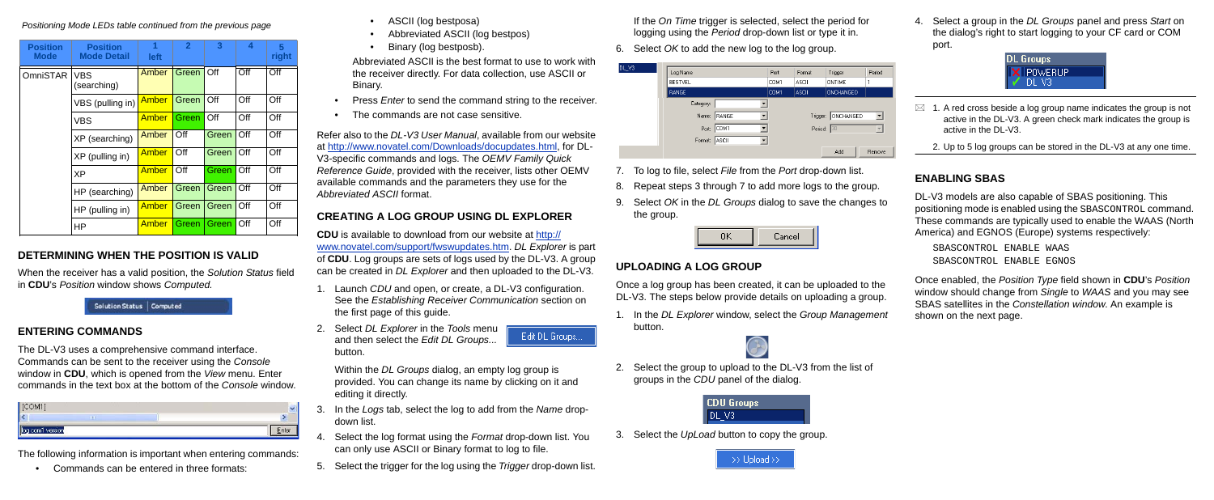*Positioning Mode LEDs table continued from the previous page*

| Position Mode | Position Mode Detail | 1 left | 2 | 3 | 4 | 5 right |
|---|---|---|---|---|---|---|
| OmniSTAR | VBS (searching) | Amber | Green | Off | Off | Off |
| | VBS (pulling in) | Amber | Green | Off | Off | Off |
| | VBS | Amber | Green | Off | Off | Off |
| | XP (searching) | Amber | Off | Green | Off | Off |
| | XP (pulling in) | Amber | Off | Green | Off | Off |
| | XP | Amber | Off | Green | Off | Off |
| | HP (searching) | Amber | Green | Green | Off | Off |
| | HP (pulling in) | Amber | Green | Green | Off | Off |
| | HP | Amber | Green | Green | Off | Off |

## DETERMINING WHEN THE POSITION IS VALID

When the receiver has a valid position, the *Solution Status* field in **CDU**'s *Position* window shows *Computed.*

## ENTERING COMMANDS

The DL-V3 uses a comprehensive command interface. Commands can be sent to the receiver using the *Console* window in **CDU**, which is opened from the *View* menu. Enter commands in the text box at the bottom of the *Console* window.

The following information is important when entering commands:

- Commands can be entered in three formats:
  - ASCII (log bestposa)
  - Abbreviated ASCII (log bestpos)
  - Binary (log bestposb).

  Abbreviated ASCII is the best format to use to work with the receiver directly. For data collection, use ASCII or Binary.
- Press *Enter* to send the command string to the receiver.
- The commands are not case sensitive.

Refer also to the *DL-V3 User Manual*, available from our website at http://www.novatel.com/Downloads/docupdates.html, for DL-V3-specific commands and logs. The *OEMV Family Quick Reference Guide*, provided with the receiver, lists other OEMV available commands and the parameters they use for the *Abbreviated ASCII* format.

## CREATING A LOG GROUP USING DL EXPLORER

**CDU** is available to download from our website at http://www.novatel.com/support/fwswupdates.htm. *DL Explorer* is part of **CDU**. Log groups are sets of logs used by the DL-V3. A group can be created in *DL Explorer* and then uploaded to the DL-V3.

1. Launch *CDU* and open, or create, a DL-V3 configuration. See the *Establishing Receiver Communication* section on the first page of this guide.
2. Select *DL Explorer* in the *Tools* menu and then select the *Edit DL Groups...* button.

   Within the *DL Groups* dialog, an empty log group is provided. You can change its name by clicking on it and editing it directly.
3. In the *Logs* tab, select the log to add from the *Name* drop-down list.
4. Select the log format using the *Format* drop-down list. You can only use ASCII or Binary format to log to file.
5. Select the trigger for the log using the *Trigger* drop-down list.

   If the *On Time* trigger is selected, select the period for logging using the *Period* drop-down list or type it in.
6. Select *OK* to add the new log to the log group.
7. To log to file, select *File* from the *Port* drop-down list.
8. Repeat steps 3 through 7 to add more logs to the group.
9. Select *OK* in the *DL Groups* dialog to save the changes to the group.

## UPLOADING A LOG GROUP

Once a log group has been created, it can be uploaded to the DL-V3. The steps below provide details on uploading a group.

1. In the *DL Explorer* window, select the *Group Management* button.
2. Select the group to upload to the DL-V3 from the list of groups in the *CDU* panel of the dialog.
3. Select the *UpLoad* button to copy the group.
4. Select a group in the *DL Groups* panel and press *Start* on the dialog's right to start logging to your CF card or COM port.

1. A red cross beside a log group name indicates the group is not active in the DL-V3. A green check mark indicates the group is active in the DL-V3.

2. Up to 5 log groups can be stored in the DL-V3 at any one time.

## ENABLING SBAS

DL-V3 models are also capable of SBAS positioning. This positioning mode is enabled using the SBASCONTROL command. These commands are typically used to enable the WAAS (North America) and EGNOS (Europe) systems respectively:

```
SBASCONTROL ENABLE WAAS
SBASCONTROL ENABLE EGNOS
```

Once enabled, the *Position Type* field shown in **CDU**'s *Position* window should change from *Single* to *WAAS* and you may see SBAS satellites in the *Constellation window*. An example is shown on the next page.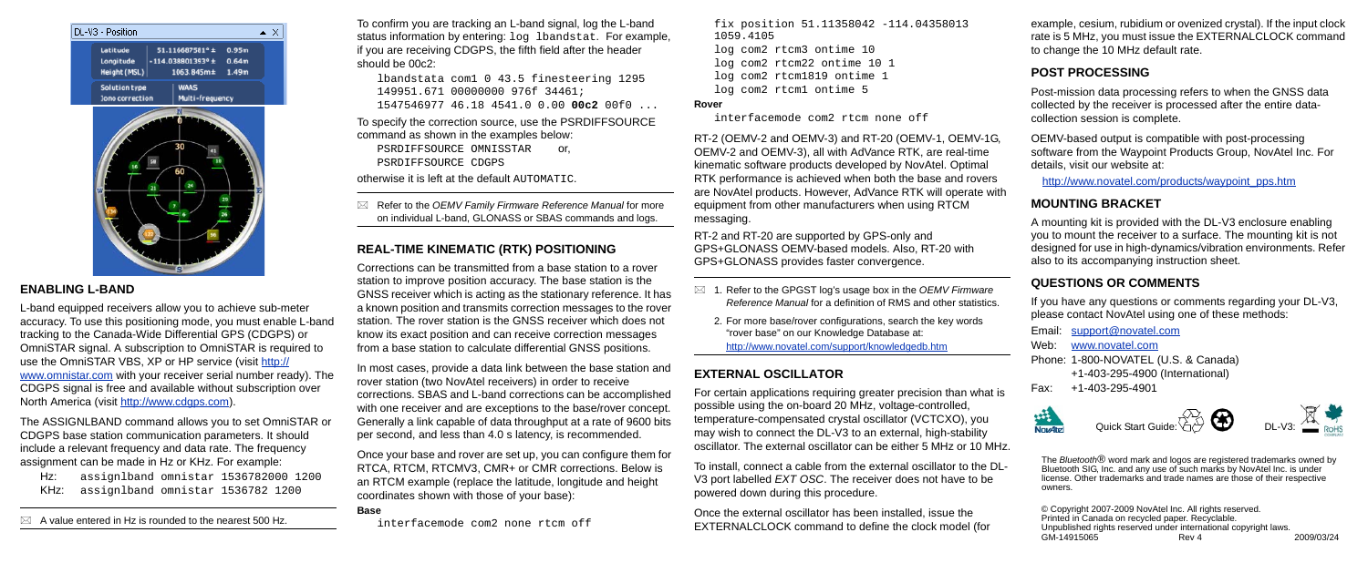DL-V3 - Position

Latitude 51.116687581° ± 0.95m
Longitude -114.038801363° ± 0.64m
Height (MSL) 1063.845m ± 1.49m
Solution type WAAS
Iono correction Multi-frequency

## ENABLING L-BAND

L-band equipped receivers allow you to achieve sub-meter accuracy. To use this positioning mode, you must enable L-band tracking to the Canada-Wide Differential GPS (CDGPS) or OmniSTAR signal. A subscription to OmniSTAR is required to use the OmniSTAR VBS, XP or HP service (visit http://www.omnistar.com with your receiver serial number ready). The CDGPS signal is free and available without subscription over North America (visit http://www.cdgps.com).

The ASSIGNLBAND command allows you to set OmniSTAR or CDGPS base station communication parameters. It should include a relevant frequency and data rate. The frequency assignment can be made in Hz or KHz. For example:

```
Hz:   assignlband omnistar 1536782000 1200
KHz:  assignlband omnistar 1536782 1200
```

A value entered in Hz is rounded to the nearest 500 Hz.

To confirm you are tracking an L-band signal, log the L-band status information by entering: `log lbandstat`. For example, if you are receiving CDGPS, the fifth field after the header should be 00c2:

```
lbandstata com1 0 43.5 finesteering 1295
149951.671 00000000 976f 34461;
1547546977 46.18 4541.0 0.00 00c2 00f0 ...
```

To specify the correction source, use the PSRDIFFSOURCE command as shown in the examples below:

```
PSRDIFFSOURCE OMNISTAR    or,
PSRDIFFSOURCE CDGPS
```

otherwise it is left at the default AUTOMATIC.

Refer to the *OEMV Family Firmware Reference Manual* for more on individual L-band, GLONASS or SBAS commands and logs.

## REAL-TIME KINEMATIC (RTK) POSITIONING

Corrections can be transmitted from a base station to a rover station to improve position accuracy. The base station is the GNSS receiver which is acting as the stationary reference. It has a known position and transmits correction messages to the rover station. The rover station is the GNSS receiver which does not know its exact position and can receive correction messages from a base station to calculate differential GNSS positions.

In most cases, provide a data link between the base station and rover station (two NovAtel receivers) in order to receive corrections. SBAS and L-band corrections can be accomplished with one receiver and are exceptions to the base/rover concept. Generally a link capable of data throughput at a rate of 9600 bits per second, and less than 4.0 s latency, is recommended.

Once your base and rover are set up, you can configure them for RTCA, RTCM, RTCMV3, CMR+ or CMR corrections. Below is an RTCM example (replace the latitude, longitude and height coordinates shown with those of your base):

**Base**

```
interfacemode com2 none rtcm off
fix position 51.11358042 -114.04358013
1059.4105
log com2 rtcm3 ontime 10
log com2 rtcm22 ontime 10 1
log com2 rtcm1819 ontime 1
log com2 rtcm1 ontime 5
```

**Rover**

```
interfacemode com2 rtcm none off
```

RT-2 (OEMV-2 and OEMV-3) and RT-20 (OEMV-1, OEMV-1G, OEMV-2 and OEMV-3), all with AdVance RTK, are real-time kinematic software products developed by NovAtel. Optimal RTK performance is achieved when both the base and rovers are NovAtel products. However, AdVance RTK will operate with equipment from other manufacturers when using RTCM messaging.

RT-2 and RT-20 are supported by GPS-only and GPS+GLONASS OEMV-based models. Also, RT-20 with GPS+GLONASS provides faster convergence.

1. Refer to the GPGST log's usage box in the *OEMV Firmware Reference Manual* for a definition of RMS and other statistics.
2. For more base/rover configurations, search the key words "rover base" on our Knowledge Database at: http://www.novatel.com/support/knowledgedb.htm

## EXTERNAL OSCILLATOR

For certain applications requiring greater precision than what is possible using the on-board 20 MHz, voltage-controlled, temperature-compensated crystal oscillator (VCTCXO), you may wish to connect the DL-V3 to an external, high-stability oscillator. The external oscillator can be either 5 MHz or 10 MHz.

To install, connect a cable from the external oscillator to the DL-V3 port labelled *EXT OSC*. The receiver does not have to be powered down during this procedure.

Once the external oscillator has been installed, issue the EXTERNALCLOCK command to define the clock model (for example, cesium, rubidium or ovenized crystal). If the input clock rate is 5 MHz, you must issue the EXTERNALCLOCK command to change the 10 MHz default rate.

## POST PROCESSING

Post-mission data processing refers to when the GNSS data collected by the receiver is processed after the entire data-collection session is complete.

OEMV-based output is compatible with post-processing software from the Waypoint Products Group, NovAtel Inc. For details, visit our website at:

http://www.novatel.com/products/waypoint_pps.htm

## MOUNTING BRACKET

A mounting kit is provided with the DL-V3 enclosure enabling you to mount the receiver to a surface. The mounting kit is not designed for use in high-dynamics/vibration environments. Refer also to its accompanying instruction sheet.

## QUESTIONS OR COMMENTS

If you have any questions or comments regarding your DL-V3, please contact NovAtel using one of these methods:

Email: support@novatel.com
Web: www.novatel.com
Phone: 1-800-NOVATEL (U.S. & Canada)
+1-403-295-4900 (International)
Fax: +1-403-295-4901

Quick Start Guide: DL-V3: RoHS

The *Bluetooth®* word mark and logos are registered trademarks owned by Bluetooth SIG, Inc. and any use of such marks by NovAtel Inc. is under license. Other trademarks and trade names are those of their respective owners.

© Copyright 2007-2009 NovAtel Inc. All rights reserved.
Printed in Canada on recycled paper. Recyclable.
Unpublished rights reserved under international copyright laws.
GM-14915065 Rev 4 2009/03/24